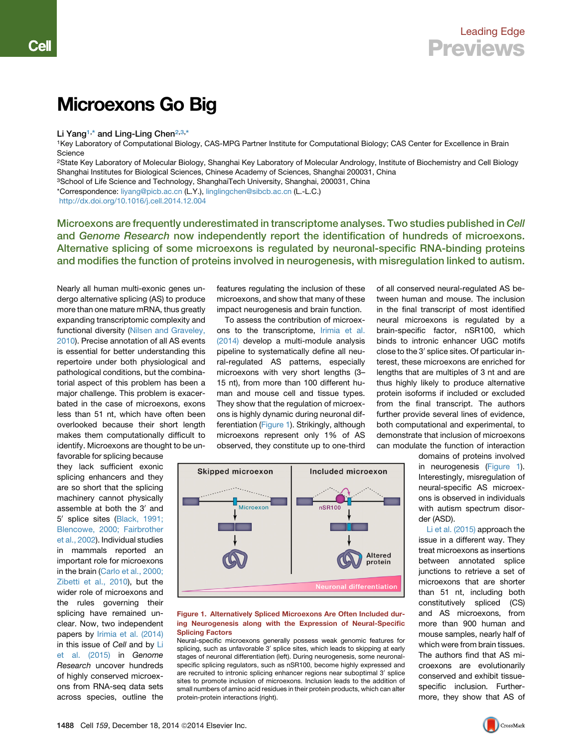# Microexons Go Big

Li Yang[1,*] and Ling-Ling Chen[2,3,*]

[1]Key Laboratory of Computational Biology, CAS-MPG Partner Institute for Computational Biology; CAS Center for Excellence in Brain Science

[2]State Key Laboratory of Molecular Biology, Shanghai Key Laboratory of Molecular Andrology, Institute of Biochemistry and Cell Biology Shanghai Institutes for Biological Sciences, Chinese Academy of Sciences, Shanghai 200031, China

[3]School of Life Science and Technology, ShanghaiTech University, Shanghai, 200031, China

*Correspondence: liyang@picb.ac.cn (L.Y.), linglingchen@sibcb.ac.cn (L.-L.C.)

http://dx.doi.org/10.1016/j.cell.2014.12.004

**Microexons are frequently underestimated in transcriptome analyses. Two studies published in *Cell* and *Genome Research* now independently report the identification of hundreds of microexons. Alternative splicing of some microexons is regulated by neuronal-specific RNA-binding proteins and modifies the function of proteins involved in neurogenesis, with misregulation linked to autism.**

Nearly all human multi-exonic genes undergo alternative splicing (AS) to produce more than one mature mRNA, thus greatly expanding transcriptomic complexity and functional diversity (Nilsen and Graveley, 2010). Precise annotation of all AS events is essential for better understanding this repertoire under both physiological and pathological conditions, but the combinatorial aspect of this problem has been a major challenge. This problem is exacerbated in the case of microexons, exons less than 51 nt, which have often been overlooked because their short length makes them computationally difficult to identify. Microexons are thought to be unfavorable for splicing because they lack sufficient exonic splicing enhancers and they are so short that the splicing machinery cannot physically assemble at both the 3′ and 5′ splice sites (Black, 1991; Blencowe, 2000; Fairbrother et al., 2002). Individual studies in mammals reported an important role for microexons in the brain (Carlo et al., 2000; Zibetti et al., 2010), but the wider role of microexons and the rules governing their splicing have remained unclear. Now, two independent papers by Irimia et al. (2014) in this issue of *Cell* and by Li et al. (2015) in *Genome Research* uncover hundreds of highly conserved microexons from RNA-seq data sets across species, outline the features regulating the inclusion of these microexons, and show that many of these impact neurogenesis and brain function.

To assess the contribution of microexons to the transcriptome, Irimia et al. (2014) develop a multi-module analysis pipeline to systematically define all neural-regulated AS patterns, especially microexons with very short lengths (3–15 nt), from more than 100 different human and mouse cell and tissue types. They show that the regulation of microexons is highly dynamic during neuronal differentiation (Figure 1). Strikingly, although microexons represent only 1% of AS observed, they constitute up to one-third of all conserved neural-regulated AS between human and mouse. The inclusion in the final transcript of most identified neural microexons is regulated by a brain-specific factor, nSR100, which binds to intronic enhancer UGC motifs close to the 3′ splice sites. Of particular interest, these microexons are enriched for lengths that are multiples of 3 nt and are thus highly likely to produce alternative protein isoforms if included or excluded from the final transcript. The authors further provide several lines of evidence, both computational and experimental, to demonstrate that inclusion of microexons can modulate the function of interaction domains of proteins involved in neurogenesis (Figure 1). Interestingly, misregulation of neural-specific AS microexons is observed in individuals with autism spectrum disorder (ASD).

**Figure 1. Alternatively Spliced Microexons Are Often Included during Neurogenesis along with the Expression of Neural-Specific Splicing Factors**

Neural-specific microexons generally possess weak genomic features for splicing, such as unfavorable 3′ splice sites, which leads to skipping at early stages of neuronal differentiation (left). During neurogenesis, some neuronal-specific splicing regulators, such as nSR100, become highly expressed and are recruited to intronic splicing enhancer regions near suboptimal 3′ splice sites to promote inclusion of microexons. Inclusion leads to the addition of small numbers of amino acid residues in their protein products, which can alter protein-protein interactions (right).

Li et al. (2015) approach the issue in a different way. They treat microexons as insertions between annotated splice junctions to retrieve a set of microexons that are shorter than 51 nt, including both constitutively spliced (CS) and AS microexons, from more than 900 human and mouse samples, nearly half of which were from brain tissues. The authors find that AS microexons are evolutionarily conserved and exhibit tissue-specific inclusion. Furthermore, they show that AS of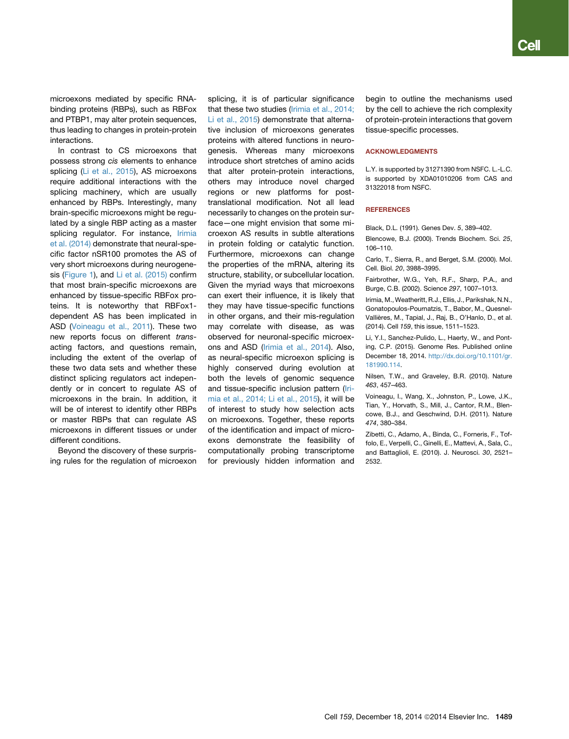microexons mediated by specific RNA-binding proteins (RBPs), such as RBFox and PTBP1, may alter protein sequences, thus leading to changes in protein-protein interactions.

In contrast to CS microexons that possess strong *cis* elements to enhance splicing (Li et al., 2015), AS microexons require additional interactions with the splicing machinery, which are usually enhanced by RBPs. Interestingly, many brain-specific microexons might be regulated by a single RBP acting as a master splicing regulator. For instance, Irimia et al. (2014) demonstrate that neural-specific factor nSR100 promotes the AS of very short microexons during neurogenesis (Figure 1), and Li et al. (2015) confirm that most brain-specific microexons are enhanced by tissue-specific RBFox proteins. It is noteworthy that RBFox1-dependent AS has been implicated in ASD (Voineagu et al., 2011). These two new reports focus on different *trans*-acting factors, and questions remain, including the extent of the overlap of these two data sets and whether these distinct splicing regulators act independently or in concert to regulate AS of microexons in the brain. In addition, it will be of interest to identify other RBPs or master RBPs that can regulate AS microexons in different tissues or under different conditions.

Beyond the discovery of these surprising rules for the regulation of microexon splicing, it is of particular significance that these two studies (Irimia et al., 2014; Li et al., 2015) demonstrate that alternative inclusion of microexons generates proteins with altered functions in neurogenesis. Whereas many microexons introduce short stretches of amino acids that alter protein-protein interactions, others may introduce novel charged regions or new platforms for post-translational modification. Not all lead necessarily to changes on the protein surface—one might envision that some microexon AS results in subtle alterations in protein folding or catalytic function. Furthermore, microexons can change the properties of the mRNA, altering its structure, stability, or subcellular location. Given the myriad ways that microexons can exert their influence, it is likely that they may have tissue-specific functions in other organs, and their mis-regulation may correlate with disease, as was observed for neuronal-specific microexons and ASD (Irimia et al., 2014). Also, as neural-specific microexon splicing is highly conserved during evolution at both the levels of genomic sequence and tissue-specific inclusion pattern (Irimia et al., 2014; Li et al., 2015), it will be of interest to study how selection acts on microexons. Together, these reports of the identification and impact of microexons demonstrate the feasibility of computationally probing transcriptome for previously hidden information and begin to outline the mechanisms used by the cell to achieve the rich complexity of protein-protein interactions that govern tissue-specific processes.

## ACKNOWLEDGMENTS

L.Y. is supported by 31271390 from NSFC. L.-L.C. is supported by XDA01010206 from CAS and 31322018 from NSFC.

## REFERENCES

Black, D.L. (1991). Genes Dev. *5*, 389–402.

Blencowe, B.J. (2000). Trends Biochem. Sci. *25*, 106–110.

Carlo, T., Sierra, R., and Berget, S.M. (2000). Mol. Cell. Biol. *20*, 3988–3995.

Fairbrother, W.G., Yeh, R.F., Sharp, P.A., and Burge, C.B. (2002). Science *297*, 1007–1013.

Irimia, M., Weatheritt, R.J., Ellis, J., Parikshak, N.N., Gonatopoulos-Pournatzis, T., Babor, M., Quesnel-Vallières, M., Tapial, J., Raj, B., O'Hanlo, D., et al. (2014). Cell *159*, this issue, 1511–1523.

Li, Y.I., Sanchez-Pulido, L., Haerty, W., and Ponting, C.P. (2015). Genome Res. Published online December 18, 2014. http://dx.doi.org/10.1101/gr.181990.114.

Nilsen, T.W., and Graveley, B.R. (2010). Nature *463*, 457–463.

Voineagu, I., Wang, X., Johnston, P., Lowe, J.K., Tian, Y., Horvath, S., Mill, J., Cantor, R.M., Blencowe, B.J., and Geschwind, D.H. (2011). Nature *474*, 380–384.

Zibetti, C., Adamo, A., Binda, C., Forneris, F., Toffolo, E., Verpelli, C., Ginelli, E., Mattevi, A., Sala, C., and Battaglioli, E. (2010). J. Neurosci. *30*, 2521–2532.